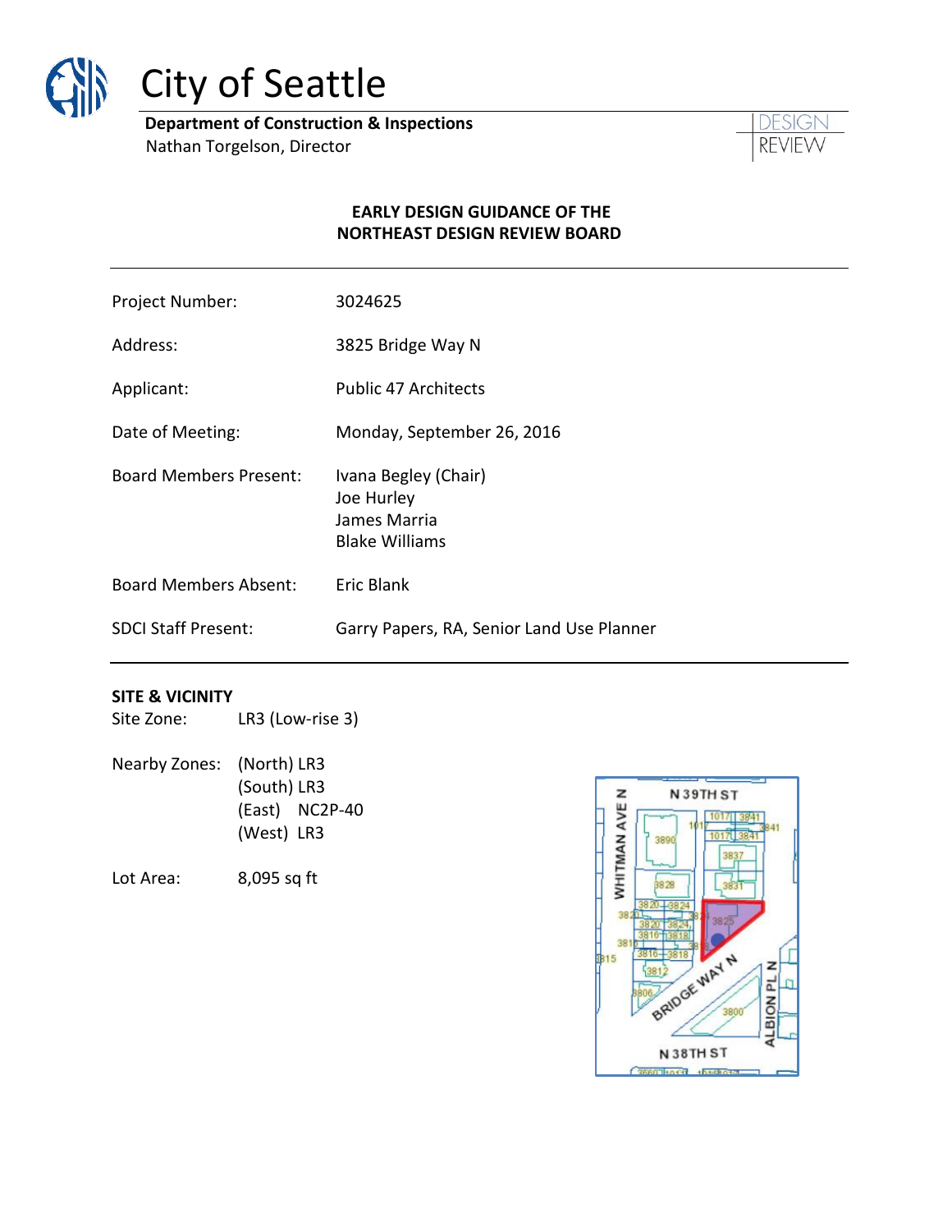# City of Seattle

**Department of Construction & Inspections**
Nathan Torgelson, Director

DESIGN REVIEW

## EARLY DESIGN GUIDANCE OF THE NORTHEAST DESIGN REVIEW BOARD

| | |
|---|---|
| Project Number: | 3024625 |
| Address: | 3825 Bridge Way N |
| Applicant: | Public 47 Architects |
| Date of Meeting: | Monday, September 26, 2016 |
| Board Members Present: | Ivana Begley (Chair)<br>Joe Hurley<br>James Marria<br>Blake Williams |
| Board Members Absent: | Eric Blank |
| SDCI Staff Present: | Garry Papers, RA, Senior Land Use Planner |

**SITE & VICINITY**

Site Zone: LR3 (Low-rise 3)

Nearby Zones: (North) LR3
(South) LR3
(East) NC2P-40
(West) LR3

Lot Area: 8,095 sq ft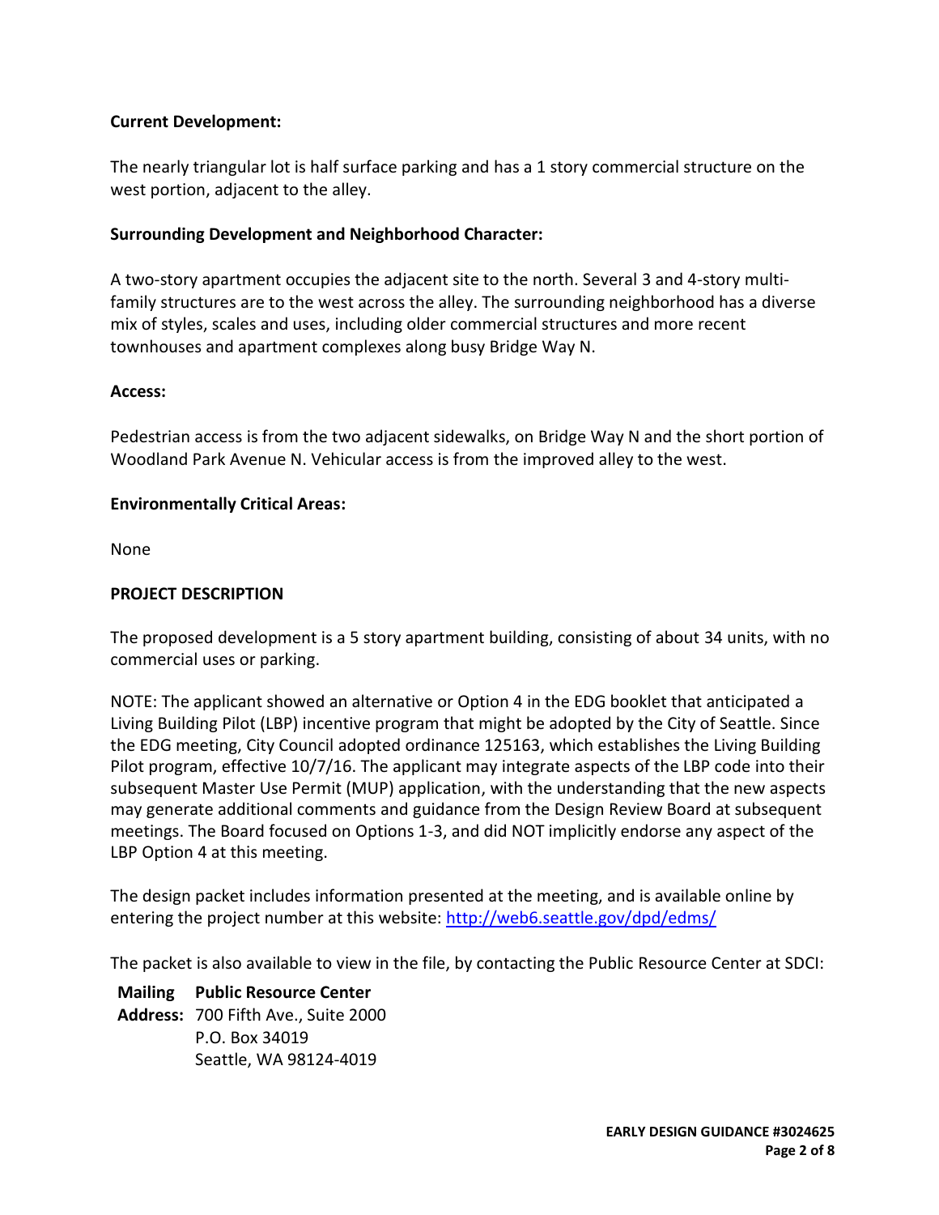**Current Development:**

The nearly triangular lot is half surface parking and has a 1 story commercial structure on the west portion, adjacent to the alley.

**Surrounding Development and Neighborhood Character:**

A two-story apartment occupies the adjacent site to the north. Several 3 and 4-story multi-family structures are to the west across the alley. The surrounding neighborhood has a diverse mix of styles, scales and uses, including older commercial structures and more recent townhouses and apartment complexes along busy Bridge Way N.

**Access:**

Pedestrian access is from the two adjacent sidewalks, on Bridge Way N and the short portion of Woodland Park Avenue N. Vehicular access is from the improved alley to the west.

**Environmentally Critical Areas:**

None

**PROJECT DESCRIPTION**

The proposed development is a 5 story apartment building, consisting of about 34 units, with no commercial uses or parking.

NOTE: The applicant showed an alternative or Option 4 in the EDG booklet that anticipated a Living Building Pilot (LBP) incentive program that might be adopted by the City of Seattle. Since the EDG meeting, City Council adopted ordinance 125163, which establishes the Living Building Pilot program, effective 10/7/16. The applicant may integrate aspects of the LBP code into their subsequent Master Use Permit (MUP) application, with the understanding that the new aspects may generate additional comments and guidance from the Design Review Board at subsequent meetings. The Board focused on Options 1-3, and did NOT implicitly endorse any aspect of the LBP Option 4 at this meeting.

The design packet includes information presented at the meeting, and is available online by entering the project number at this website: [http://web6.seattle.gov/dpd/edms/](http://web6.seattle.gov/dpd/edms/)

The packet is also available to view in the file, by contacting the Public Resource Center at SDCI:

**Mailing Address:** **Public Resource Center**
700 Fifth Ave., Suite 2000
P.O. Box 34019
Seattle, WA 98124-4019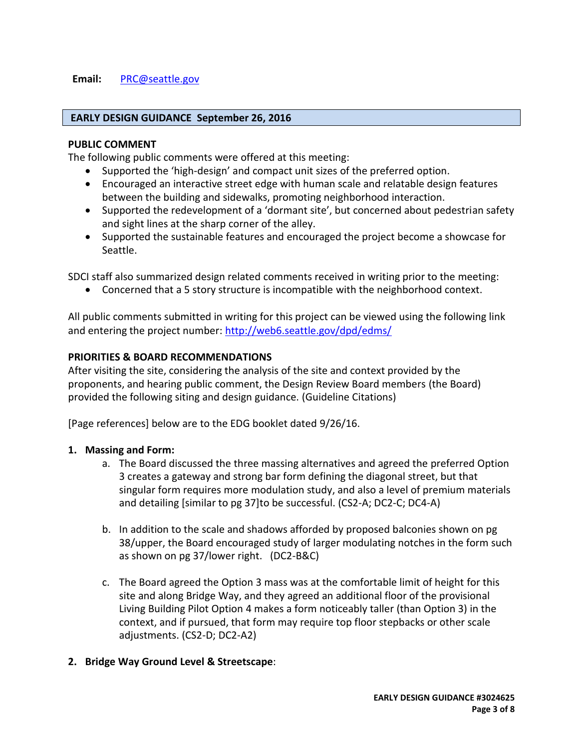**Email:** PRC@seattle.gov

## EARLY DESIGN GUIDANCE September 26, 2016

### PUBLIC COMMENT

The following public comments were offered at this meeting:

- Supported the 'high-design' and compact unit sizes of the preferred option.
- Encouraged an interactive street edge with human scale and relatable design features between the building and sidewalks, promoting neighborhood interaction.
- Supported the redevelopment of a 'dormant site', but concerned about pedestrian safety and sight lines at the sharp corner of the alley.
- Supported the sustainable features and encouraged the project become a showcase for Seattle.

SDCI staff also summarized design related comments received in writing prior to the meeting:

- Concerned that a 5 story structure is incompatible with the neighborhood context.

All public comments submitted in writing for this project can be viewed using the following link and entering the project number: http://web6.seattle.gov/dpd/edms/

### PRIORITIES & BOARD RECOMMENDATIONS

After visiting the site, considering the analysis of the site and context provided by the proponents, and hearing public comment, the Design Review Board members (the Board) provided the following siting and design guidance. (Guideline Citations)

[Page references] below are to the EDG booklet dated 9/26/16.

1. **Massing and Form:**
   a. The Board discussed the three massing alternatives and agreed the preferred Option 3 creates a gateway and strong bar form defining the diagonal street, but that singular form requires more modulation study, and also a level of premium materials and detailing [similar to pg 37]to be successful. (CS2-A; DC2-C; DC4-A)

   b. In addition to the scale and shadows afforded by proposed balconies shown on pg 38/upper, the Board encouraged study of larger modulating notches in the form such as shown on pg 37/lower right. (DC2-B&C)

   c. The Board agreed the Option 3 mass was at the comfortable limit of height for this site and along Bridge Way, and they agreed an additional floor of the provisional Living Building Pilot Option 4 makes a form noticeably taller (than Option 3) in the context, and if pursued, that form may require top floor stepbacks or other scale adjustments. (CS2-D; DC2-A2)

2. **Bridge Way Ground Level & Streetscape**: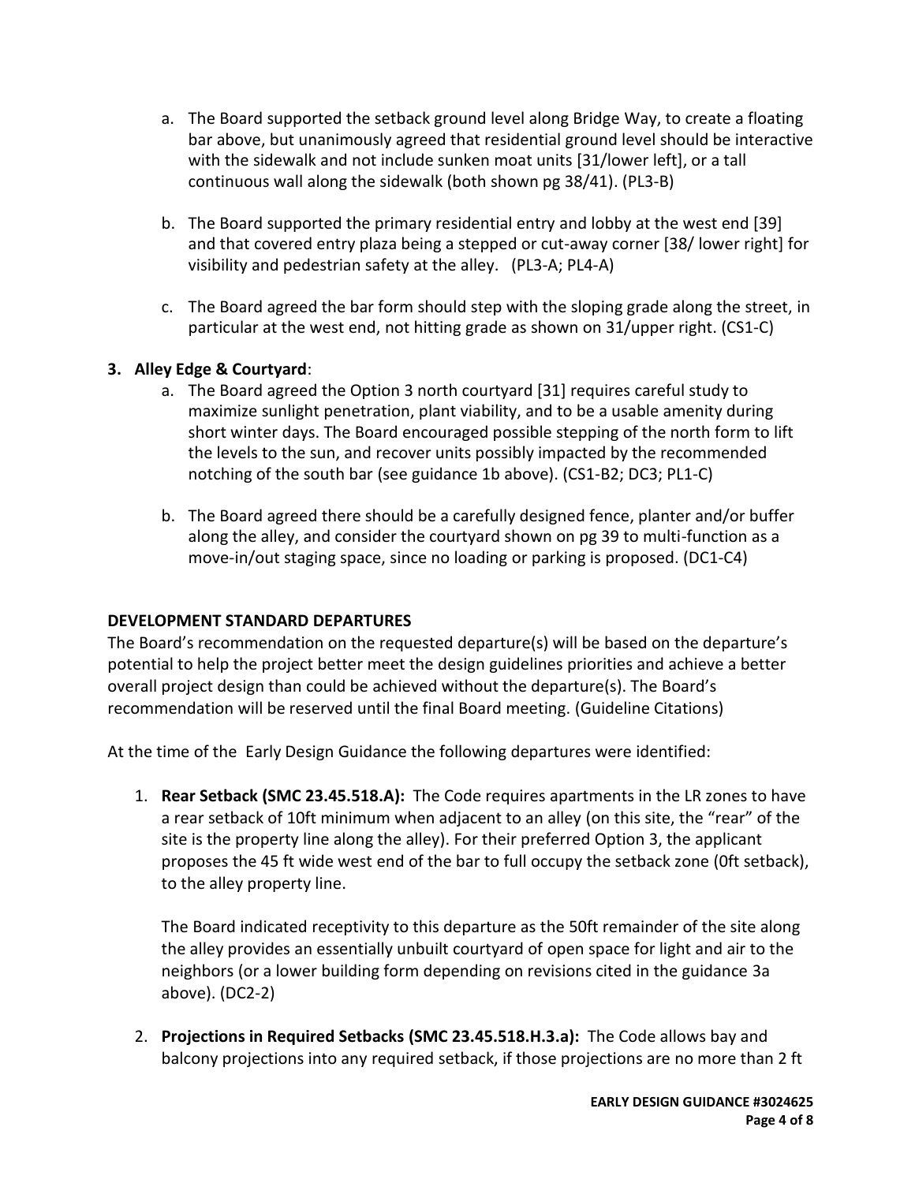a. The Board supported the setback ground level along Bridge Way, to create a floating bar above, but unanimously agreed that residential ground level should be interactive with the sidewalk and not include sunken moat units [31/lower left], or a tall continuous wall along the sidewalk (both shown pg 38/41). (PL3-B)

b. The Board supported the primary residential entry and lobby at the west end [39] and that covered entry plaza being a stepped or cut-away corner [38/ lower right] for visibility and pedestrian safety at the alley. (PL3-A; PL4-A)

c. The Board agreed the bar form should step with the sloping grade along the street, in particular at the west end, not hitting grade as shown on 31/upper right. (CS1-C)

**3. Alley Edge & Courtyard**:

a. The Board agreed the Option 3 north courtyard [31] requires careful study to maximize sunlight penetration, plant viability, and to be a usable amenity during short winter days. The Board encouraged possible stepping of the north form to lift the levels to the sun, and recover units possibly impacted by the recommended notching of the south bar (see guidance 1b above). (CS1-B2; DC3; PL1-C)

b. The Board agreed there should be a carefully designed fence, planter and/or buffer along the alley, and consider the courtyard shown on pg 39 to multi-function as a move-in/out staging space, since no loading or parking is proposed. (DC1-C4)

**DEVELOPMENT STANDARD DEPARTURES**

The Board's recommendation on the requested departure(s) will be based on the departure's potential to help the project better meet the design guidelines priorities and achieve a better overall project design than could be achieved without the departure(s). The Board's recommendation will be reserved until the final Board meeting. (Guideline Citations)

At the time of the Early Design Guidance the following departures were identified:

1. **Rear Setback (SMC 23.45.518.A):** The Code requires apartments in the LR zones to have a rear setback of 10ft minimum when adjacent to an alley (on this site, the "rear" of the site is the property line along the alley). For their preferred Option 3, the applicant proposes the 45 ft wide west end of the bar to full occupy the setback zone (0ft setback), to the alley property line.

   The Board indicated receptivity to this departure as the 50ft remainder of the site along the alley provides an essentially unbuilt courtyard of open space for light and air to the neighbors (or a lower building form depending on revisions cited in the guidance 3a above). (DC2-2)

2. **Projections in Required Setbacks (SMC 23.45.518.H.3.a):** The Code allows bay and balcony projections into any required setback, if those projections are no more than 2 ft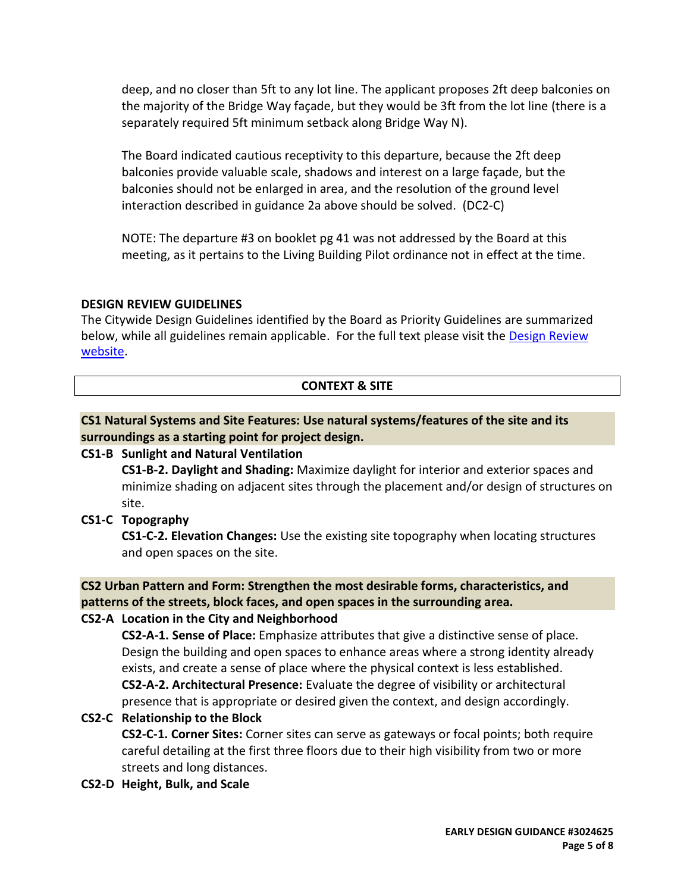deep, and no closer than 5ft to any lot line. The applicant proposes 2ft deep balconies on the majority of the Bridge Way façade, but they would be 3ft from the lot line (there is a separately required 5ft minimum setback along Bridge Way N).

The Board indicated cautious receptivity to this departure, because the 2ft deep balconies provide valuable scale, shadows and interest on a large façade, but the balconies should not be enlarged in area, and the resolution of the ground level interaction described in guidance 2a above should be solved. (DC2-C)

NOTE: The departure #3 on booklet pg 41 was not addressed by the Board at this meeting, as it pertains to the Living Building Pilot ordinance not in effect at the time.

## DESIGN REVIEW GUIDELINES

The Citywide Design Guidelines identified by the Board as Priority Guidelines are summarized below, while all guidelines remain applicable. For the full text please visit the [Design Review website](Design Review website).

## CONTEXT & SITE

### CS1 Natural Systems and Site Features: Use natural systems/features of the site and its surroundings as a starting point for project design.

**CS1-B Sunlight and Natural Ventilation**

**CS1-B-2. Daylight and Shading:** Maximize daylight for interior and exterior spaces and minimize shading on adjacent sites through the placement and/or design of structures on site.

**CS1-C Topography**

**CS1-C-2. Elevation Changes:** Use the existing site topography when locating structures and open spaces on the site.

### CS2 Urban Pattern and Form: Strengthen the most desirable forms, characteristics, and patterns of the streets, block faces, and open spaces in the surrounding area.

**CS2-A Location in the City and Neighborhood**

**CS2-A-1. Sense of Place:** Emphasize attributes that give a distinctive sense of place. Design the building and open spaces to enhance areas where a strong identity already exists, and create a sense of place where the physical context is less established.

**CS2-A-2. Architectural Presence:** Evaluate the degree of visibility or architectural presence that is appropriate or desired given the context, and design accordingly.

**CS2-C Relationship to the Block**

**CS2-C-1. Corner Sites:** Corner sites can serve as gateways or focal points; both require careful detailing at the first three floors due to their high visibility from two or more streets and long distances.

**CS2-D Height, Bulk, and Scale**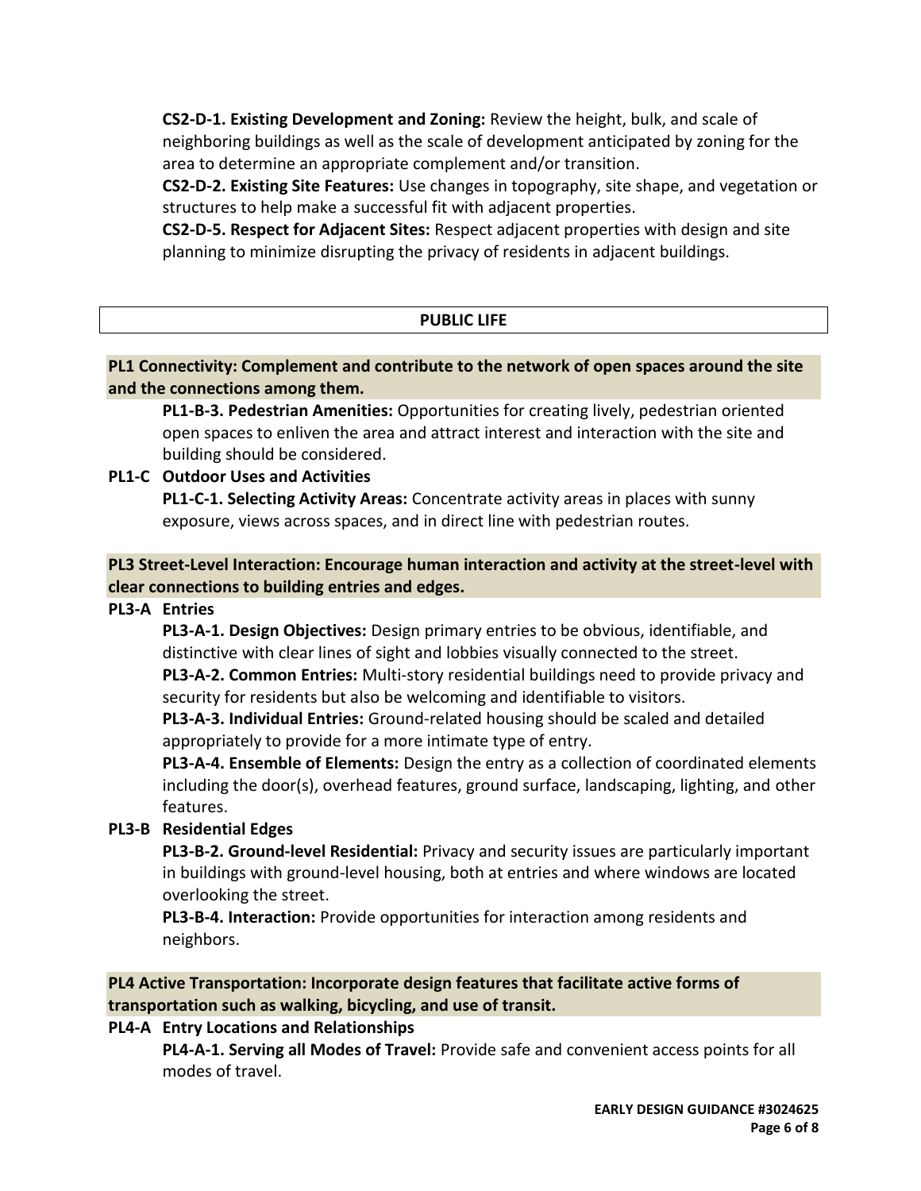**CS2-D-1. Existing Development and Zoning:** Review the height, bulk, and scale of neighboring buildings as well as the scale of development anticipated by zoning for the area to determine an appropriate complement and/or transition.

**CS2-D-2. Existing Site Features:** Use changes in topography, site shape, and vegetation or structures to help make a successful fit with adjacent properties.

**CS2-D-5. Respect for Adjacent Sites:** Respect adjacent properties with design and site planning to minimize disrupting the privacy of residents in adjacent buildings.

## PUBLIC LIFE

### PL1 Connectivity: Complement and contribute to the network of open spaces around the site and the connections among them.

**PL1-B-3. Pedestrian Amenities:** Opportunities for creating lively, pedestrian oriented open spaces to enliven the area and attract interest and interaction with the site and building should be considered.

**PL1-C Outdoor Uses and Activities**

**PL1-C-1. Selecting Activity Areas:** Concentrate activity areas in places with sunny exposure, views across spaces, and in direct line with pedestrian routes.

### PL3 Street-Level Interaction: Encourage human interaction and activity at the street-level with clear connections to building entries and edges.

**PL3-A Entries**

**PL3-A-1. Design Objectives:** Design primary entries to be obvious, identifiable, and distinctive with clear lines of sight and lobbies visually connected to the street.

**PL3-A-2. Common Entries:** Multi-story residential buildings need to provide privacy and security for residents but also be welcoming and identifiable to visitors.

**PL3-A-3. Individual Entries:** Ground-related housing should be scaled and detailed appropriately to provide for a more intimate type of entry.

**PL3-A-4. Ensemble of Elements:** Design the entry as a collection of coordinated elements including the door(s), overhead features, ground surface, landscaping, lighting, and other features.

**PL3-B Residential Edges**

**PL3-B-2. Ground-level Residential:** Privacy and security issues are particularly important in buildings with ground-level housing, both at entries and where windows are located overlooking the street.

**PL3-B-4. Interaction:** Provide opportunities for interaction among residents and neighbors.

### PL4 Active Transportation: Incorporate design features that facilitate active forms of transportation such as walking, bicycling, and use of transit.

**PL4-A Entry Locations and Relationships**

**PL4-A-1. Serving all Modes of Travel:** Provide safe and convenient access points for all modes of travel.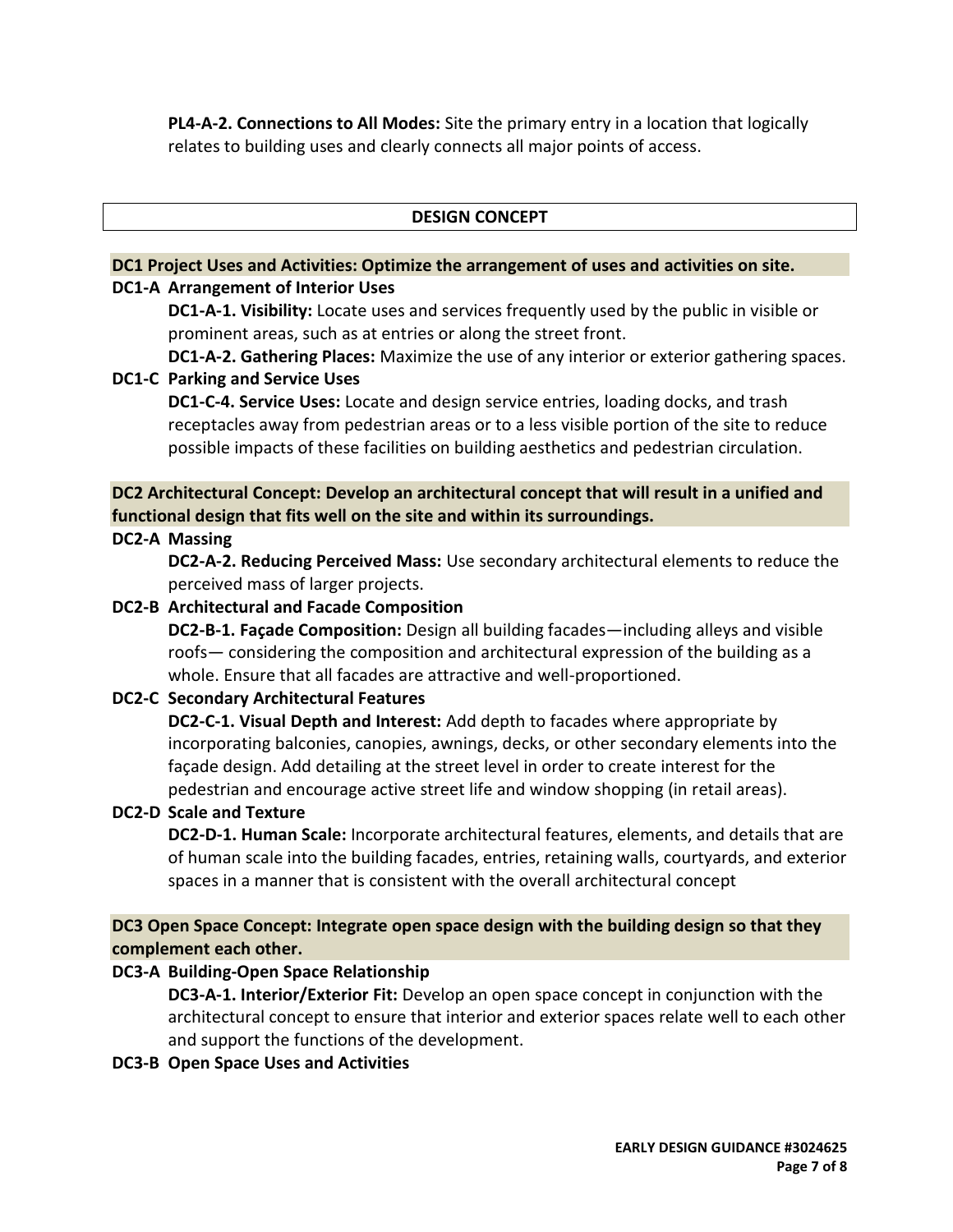**PL4-A-2. Connections to All Modes:** Site the primary entry in a location that logically relates to building uses and clearly connects all major points of access.

## DESIGN CONCEPT

### DC1 Project Uses and Activities: Optimize the arrangement of uses and activities on site.

**DC1-A Arrangement of Interior Uses**

**DC1-A-1. Visibility:** Locate uses and services frequently used by the public in visible or prominent areas, such as at entries or along the street front.

**DC1-A-2. Gathering Places:** Maximize the use of any interior or exterior gathering spaces.

**DC1-C Parking and Service Uses**

**DC1-C-4. Service Uses:** Locate and design service entries, loading docks, and trash receptacles away from pedestrian areas or to a less visible portion of the site to reduce possible impacts of these facilities on building aesthetics and pedestrian circulation.

### DC2 Architectural Concept: Develop an architectural concept that will result in a unified and functional design that fits well on the site and within its surroundings.

**DC2-A Massing**

**DC2-A-2. Reducing Perceived Mass:** Use secondary architectural elements to reduce the perceived mass of larger projects.

**DC2-B Architectural and Facade Composition**

**DC2-B-1. Façade Composition:** Design all building facades—including alleys and visible roofs— considering the composition and architectural expression of the building as a whole. Ensure that all facades are attractive and well-proportioned.

**DC2-C Secondary Architectural Features**

**DC2-C-1. Visual Depth and Interest:** Add depth to facades where appropriate by incorporating balconies, canopies, awnings, decks, or other secondary elements into the façade design. Add detailing at the street level in order to create interest for the pedestrian and encourage active street life and window shopping (in retail areas).

**DC2-D Scale and Texture**

**DC2-D-1. Human Scale:** Incorporate architectural features, elements, and details that are of human scale into the building facades, entries, retaining walls, courtyards, and exterior spaces in a manner that is consistent with the overall architectural concept

### DC3 Open Space Concept: Integrate open space design with the building design so that they complement each other.

**DC3-A Building-Open Space Relationship**

**DC3-A-1. Interior/Exterior Fit:** Develop an open space concept in conjunction with the architectural concept to ensure that interior and exterior spaces relate well to each other and support the functions of the development.

**DC3-B Open Space Uses and Activities**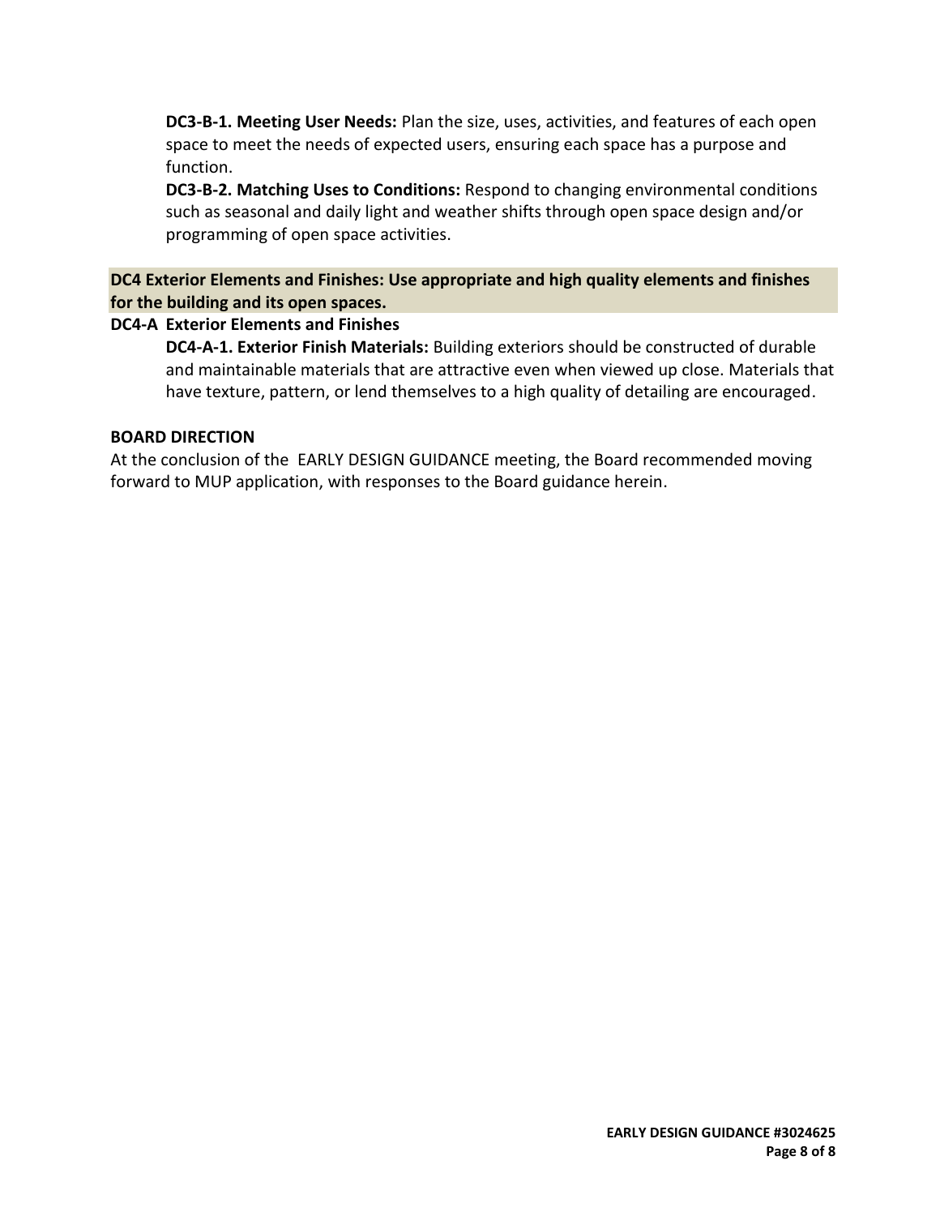**DC3-B-1. Meeting User Needs:** Plan the size, uses, activities, and features of each open space to meet the needs of expected users, ensuring each space has a purpose and function.

**DC3-B-2. Matching Uses to Conditions:** Respond to changing environmental conditions such as seasonal and daily light and weather shifts through open space design and/or programming of open space activities.

**DC4 Exterior Elements and Finishes: Use appropriate and high quality elements and finishes for the building and its open spaces.**

**DC4-A Exterior Elements and Finishes**

**DC4-A-1. Exterior Finish Materials:** Building exteriors should be constructed of durable and maintainable materials that are attractive even when viewed up close. Materials that have texture, pattern, or lend themselves to a high quality of detailing are encouraged.

**BOARD DIRECTION**

At the conclusion of the EARLY DESIGN GUIDANCE meeting, the Board recommended moving forward to MUP application, with responses to the Board guidance herein.